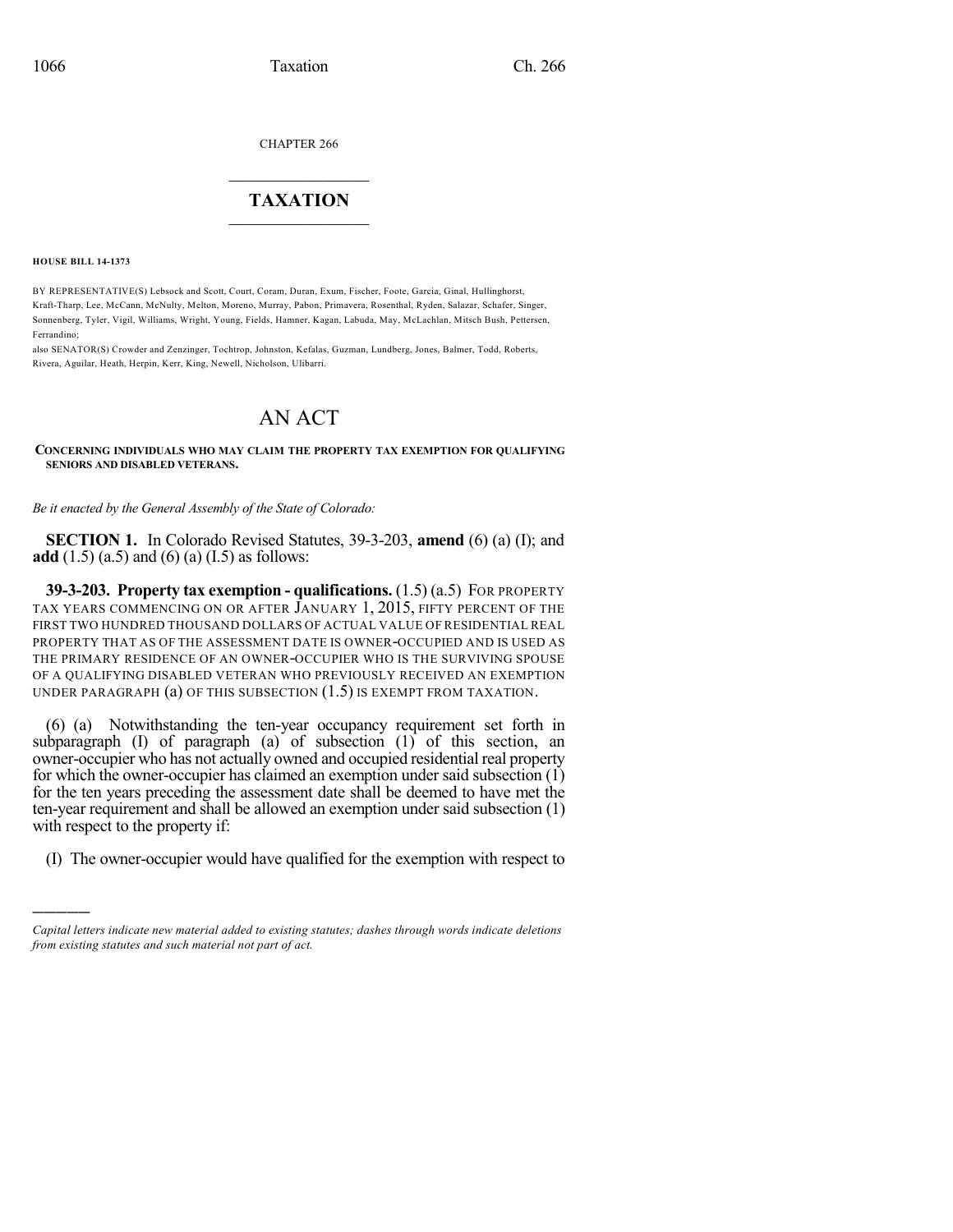CHAPTER 266

# TAXATION

**HOUSE BILL 14-1373**

BY REPRESENTATIVE(S) Lebsock and Scott, Court, Coram, Duran, Exum, Fischer, Foote, Garcia, Ginal, Hullinghorst, Kraft-Tharp, Lee, McCann, McNulty, Melton, Moreno, Murray, Pabon, Primavera, Rosenthal, Ryden, Salazar, Schafer, Singer, Sonnenberg, Tyler, Vigil, Williams, Wright, Young, Fields, Hamner, Kagan, Labuda, May, McLachlan, Mitsch Bush, Pettersen, Ferrandino;

also SENATOR(S) Crowder and Zenzinger, Tochtrop, Johnston, Kefalas, Guzman, Lundberg, Jones, Balmer, Todd, Roberts, Rivera, Aguilar, Heath, Herpin, Kerr, King, Newell, Nicholson, Ulibarri.

# AN ACT

**CONCERNING INDIVIDUALS WHO MAY CLAIM THE PROPERTY TAX EXEMPTION FOR QUALIFYING SENIORS AND DISABLED VETERANS.**

*Be it enacted by the General Assembly of the State of Colorado:*

**SECTION 1.** In Colorado Revised Statutes, 39-3-203, **amend** (6) (a) (I); and **add** (1.5) (a.5) and (6) (a) (I.5) as follows:

**39-3-203. Property tax exemption - qualifications.** (1.5) (a.5) FOR PROPERTY TAX YEARS COMMENCING ON OR AFTER JANUARY 1, 2015, FIFTY PERCENT OF THE FIRST TWO HUNDRED THOUSAND DOLLARS OF ACTUAL VALUE OF RESIDENTIAL REAL PROPERTY THAT AS OF THE ASSESSMENT DATE IS OWNER-OCCUPIED AND IS USED AS THE PRIMARY RESIDENCE OF AN OWNER-OCCUPIER WHO IS THE SURVIVING SPOUSE OF A QUALIFYING DISABLED VETERAN WHO PREVIOUSLY RECEIVED AN EXEMPTION UNDER PARAGRAPH (a) OF THIS SUBSECTION (1.5) IS EXEMPT FROM TAXATION.

(6) (a) Notwithstanding the ten-year occupancy requirement set forth in subparagraph (I) of paragraph (a) of subsection (1) of this section, an owner-occupier who has not actually owned and occupied residential real property for which the owner-occupier has claimed an exemption under said subsection (1) for the ten years preceding the assessment date shall be deemed to have met the ten-year requirement and shall be allowed an exemption under said subsection (1) with respect to the property if:

(I) The owner-occupier would have qualified for the exemption with respect to

---

*Capital letters indicate new material added to existing statutes; dashes through words indicate deletions from existing statutes and such material not part of act.*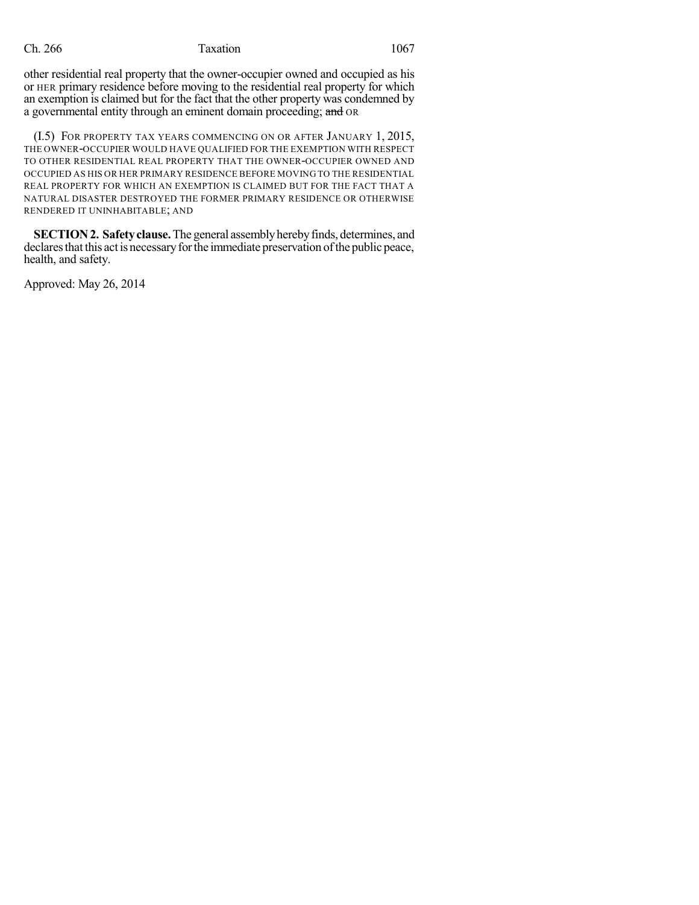other residential real property that the owner-occupier owned and occupied as his or HER primary residence before moving to the residential real property for which an exemption is claimed but for the fact that the other property was condemned by a governmental entity through an eminent domain proceeding; ~~and~~ OR

(I.5) FOR PROPERTY TAX YEARS COMMENCING ON OR AFTER JANUARY 1, 2015, THE OWNER-OCCUPIER WOULD HAVE QUALIFIED FOR THE EXEMPTION WITH RESPECT TO OTHER RESIDENTIAL REAL PROPERTY THAT THE OWNER-OCCUPIER OWNED AND OCCUPIED AS HIS OR HER PRIMARY RESIDENCE BEFORE MOVING TO THE RESIDENTIAL REAL PROPERTY FOR WHICH AN EXEMPTION IS CLAIMED BUT FOR THE FACT THAT A NATURAL DISASTER DESTROYED THE FORMER PRIMARY RESIDENCE OR OTHERWISE RENDERED IT UNINHABITABLE; AND

**SECTION 2. Safety clause.** The general assembly hereby finds, determines, and declares that this act is necessary for the immediate preservation of the public peace, health, and safety.

Approved: May 26, 2014